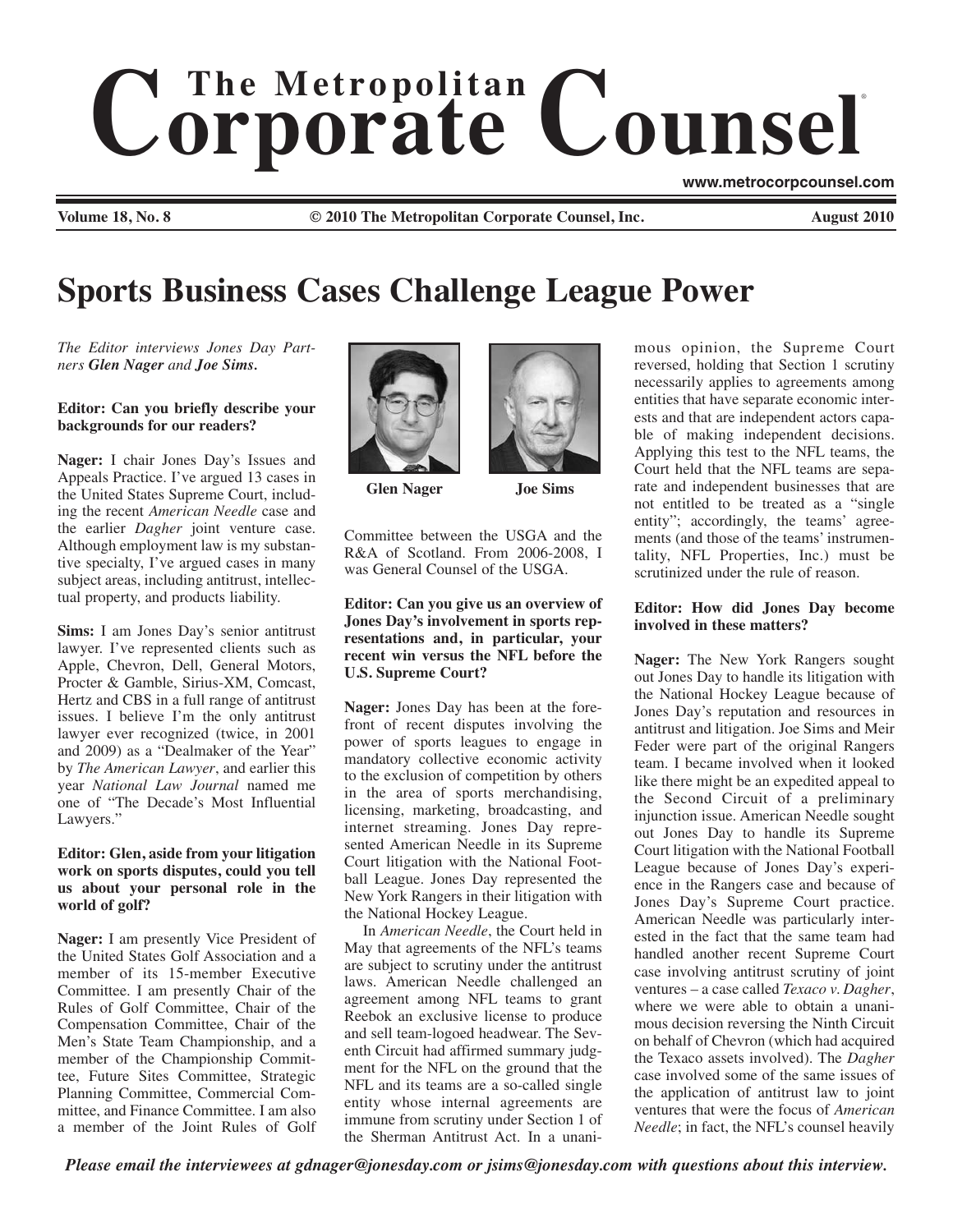# The Metropolitan Corporate Counsel

www.metrocorpcounsel.com

Volume 18, No. 8 © 2010 The Metropolitan Corporate Counsel, Inc. August 2010

## Sports Business Cases Challenge League Power

*The Editor interviews Jones Day Partners **Glen Nager** and **Joe Sims**.*

**Editor: Can you briefly describe your backgrounds for our readers?**

**Nager:** I chair Jones Day's Issues and Appeals Practice. I've argued 13 cases in the United States Supreme Court, including the recent *American Needle* case and the earlier *Dagher* joint venture case. Although employment law is my substantive specialty, I've argued cases in many subject areas, including antitrust, intellectual property, and products liability.

**Sims:** I am Jones Day's senior antitrust lawyer. I've represented clients such as Apple, Chevron, Dell, General Motors, Procter & Gamble, Sirius-XM, Comcast, Hertz and CBS in a full range of antitrust issues. I believe I'm the only antitrust lawyer ever recognized (twice, in 2001 and 2009) as a "Dealmaker of the Year" by *The American Lawyer*, and earlier this year *National Law Journal* named me one of "The Decade's Most Influential Lawyers."

**Editor: Glen, aside from your litigation work on sports disputes, could you tell us about your personal role in the world of golf?**

**Nager:** I am presently Vice President of the United States Golf Association and a member of its 15-member Executive Committee. I am presently Chair of the Rules of Golf Committee, Chair of the Compensation Committee, Chair of the Men's State Team Championship, and a member of the Championship Committee, Future Sites Committee, Strategic Planning Committee, Commercial Committee, and Finance Committee. I am also a member of the Joint Rules of Golf Committee between the USGA and the R&A of Scotland. From 2006-2008, I was General Counsel of the USGA.

Glen Nager

Joe Sims

**Editor: Can you give us an overview of Jones Day's involvement in sports representations and, in particular, your recent win versus the NFL before the U.S. Supreme Court?**

**Nager:** Jones Day has been at the forefront of recent disputes involving the power of sports leagues to engage in mandatory collective economic activity to the exclusion of competition by others in the area of sports merchandising, licensing, marketing, broadcasting, and internet streaming. Jones Day represented American Needle in its Supreme Court litigation with the National Football League. Jones Day represented the New York Rangers in their litigation with the National Hockey League.

In *American Needle*, the Court held in May that agreements of the NFL's teams are subject to scrutiny under the antitrust laws. American Needle challenged an agreement among NFL teams to grant Reebok an exclusive license to produce and sell team-logoed headwear. The Seventh Circuit had affirmed summary judgment for the NFL on the ground that the NFL and its teams are a so-called single entity whose internal agreements are immune from scrutiny under Section 1 of the Sherman Antitrust Act. In a unanimous opinion, the Supreme Court reversed, holding that Section 1 scrutiny necessarily applies to agreements among entities that have separate economic interests and that are independent actors capable of making independent decisions. Applying this test to the NFL teams, the Court held that the NFL teams are separate and independent businesses that are not entitled to be treated as a "single entity"; accordingly, the teams' agreements (and those of the teams' instrumentality, NFL Properties, Inc.) must be scrutinized under the rule of reason.

**Editor: How did Jones Day become involved in these matters?**

**Nager:** The New York Rangers sought out Jones Day to handle its litigation with the National Hockey League because of Jones Day's reputation and resources in antitrust and litigation. Joe Sims and Meir Feder were part of the original Rangers team. I became involved when it looked like there might be an expedited appeal to the Second Circuit of a preliminary injunction issue. American Needle sought out Jones Day to handle its Supreme Court litigation with the National Football League because of Jones Day's experience in the Rangers case and because of Jones Day's Supreme Court practice. American Needle was particularly interested in the fact that the same team had handled another recent Supreme Court case involving antitrust scrutiny of joint ventures – a case called *Texaco v. Dagher*, where we were able to obtain a unanimous decision reversing the Ninth Circuit on behalf of Chevron (which had acquired the Texaco assets involved). The *Dagher* case involved some of the same issues of the application of antitrust law to joint ventures that were the focus of *American Needle*; in fact, the NFL's counsel heavily

*Please email the interviewees at gdnager@jonesday.com or jsims@jonesday.com with questions about this interview.*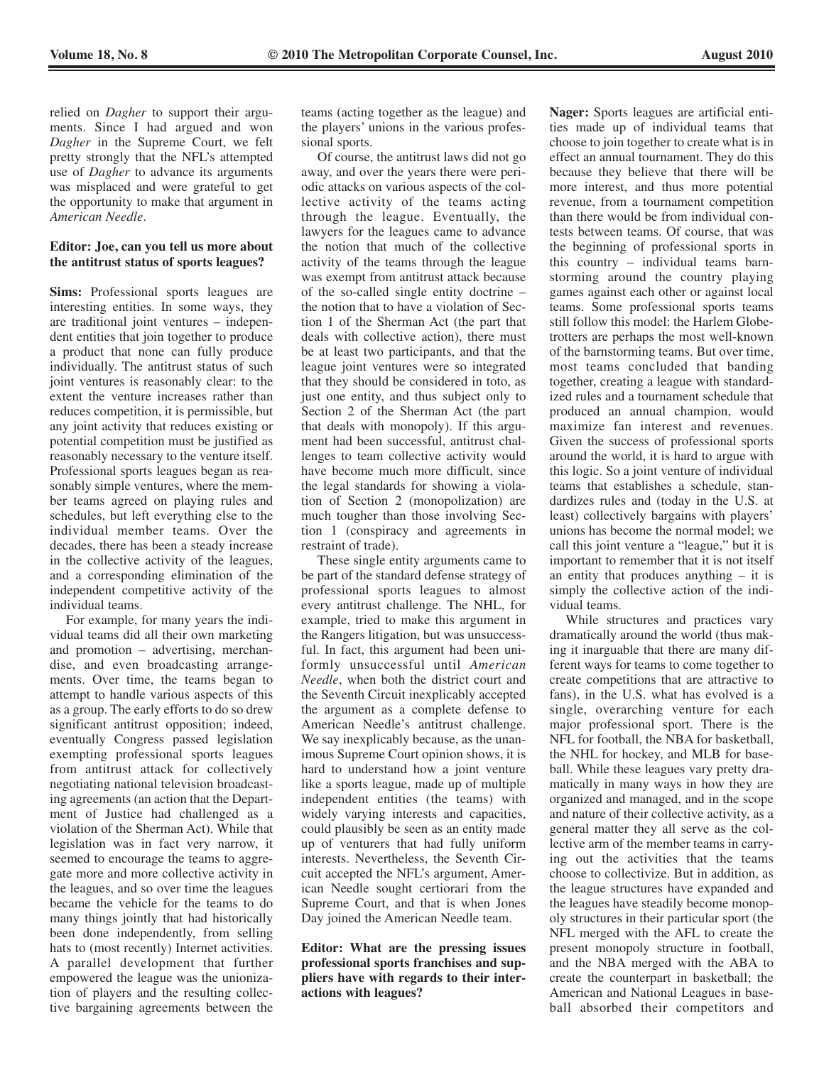relied on *Dagher* to support their arguments. Since I had argued and won *Dagher* in the Supreme Court, we felt pretty strongly that the NFL's attempted use of *Dagher* to advance its arguments was misplaced and were grateful to get the opportunity to make that argument in *American Needle*.

**Editor: Joe, can you tell us more about the antitrust status of sports leagues?**

**Sims:** Professional sports leagues are interesting entities. In some ways, they are traditional joint ventures – independent entities that join together to produce a product that none can fully produce individually. The antitrust status of such joint ventures is reasonably clear: to the extent the venture increases rather than reduces competition, it is permissible, but any joint activity that reduces existing or potential competition must be justified as reasonably necessary to the venture itself. Professional sports leagues began as reasonably simple ventures, where the member teams agreed on playing rules and schedules, but left everything else to the individual member teams. Over the decades, there has been a steady increase in the collective activity of the leagues, and a corresponding elimination of the independent competitive activity of the individual teams.

For example, for many years the individual teams did all their own marketing and promotion – advertising, merchandise, and even broadcasting arrangements. Over time, the teams began to attempt to handle various aspects of this as a group. The early efforts to do so drew significant antitrust opposition; indeed, eventually Congress passed legislation exempting professional sports leagues from antitrust attack for collectively negotiating national television broadcasting agreements (an action that the Department of Justice had challenged as a violation of the Sherman Act). While that legislation was in fact very narrow, it seemed to encourage the teams to aggregate more and more collective activity in the leagues, and so over time the leagues became the vehicle for the teams to do many things jointly that had historically been done independently, from selling hats to (most recently) Internet activities. A parallel development that further empowered the league was the unionization of players and the resulting collective bargaining agreements between the teams (acting together as the league) and the players' unions in the various professional sports.

Of course, the antitrust laws did not go away, and over the years there were periodic attacks on various aspects of the collective activity of the teams acting through the league. Eventually, the lawyers for the leagues came to advance the notion that much of the collective activity of the teams through the league was exempt from antitrust attack because of the so-called single entity doctrine – the notion that to have a violation of Section 1 of the Sherman Act (the part that deals with collective action), there must be at least two participants, and that the league joint ventures were so integrated that they should be considered in toto, as just one entity, and thus subject only to Section 2 of the Sherman Act (the part that deals with monopoly). If this argument had been successful, antitrust challenges to team collective activity would have become much more difficult, since the legal standards for showing a violation of Section 2 (monopolization) are much tougher than those involving Section 1 (conspiracy and agreements in restraint of trade).

These single entity arguments came to be part of the standard defense strategy of professional sports leagues to almost every antitrust challenge. The NHL, for example, tried to make this argument in the Rangers litigation, but was unsuccessful. In fact, this argument had been uniformly unsuccessful until *American Needle*, when both the district court and the Seventh Circuit inexplicably accepted the argument as a complete defense to American Needle's antitrust challenge. We say inexplicably because, as the unanimous Supreme Court opinion shows, it is hard to understand how a joint venture like a sports league, made up of multiple independent entities (the teams) with widely varying interests and capacities, could plausibly be seen as an entity made up of venturers that had fully uniform interests. Nevertheless, the Seventh Circuit accepted the NFL's argument, American Needle sought certiorari from the Supreme Court, and that is when Jones Day joined the American Needle team.

**Editor: What are the pressing issues professional sports franchises and suppliers have with regards to their interactions with leagues?**

**Nager:** Sports leagues are artificial entities made up of individual teams that choose to join together to create what is in effect an annual tournament. They do this because they believe that there will be more interest, and thus more potential revenue, from a tournament competition than there would be from individual contests between teams. Of course, that was the beginning of professional sports in this country – individual teams barnstorming around the country playing games against each other or against local teams. Some professional sports teams still follow this model: the Harlem Globetrotters are perhaps the most well-known of the barnstorming teams. But over time, most teams concluded that banding together, creating a league with standardized rules and a tournament schedule that produced an annual champion, would maximize fan interest and revenues. Given the success of professional sports around the world, it is hard to argue with this logic. So a joint venture of individual teams that establishes a schedule, standardizes rules and (today in the U.S. at least) collectively bargains with players' unions has become the normal model; we call this joint venture a "league," but it is important to remember that it is not itself an entity that produces anything – it is simply the collective action of the individual teams.

While structures and practices vary dramatically around the world (thus making it inarguable that there are many different ways for teams to come together to create competitions that are attractive to fans), in the U.S. what has evolved is a single, overarching venture for each major professional sport. There is the NFL for football, the NBA for basketball, the NHL for hockey, and MLB for baseball. While these leagues vary pretty dramatically in many ways in how they are organized and managed, and in the scope and nature of their collective activity, as a general matter they all serve as the collective arm of the member teams in carrying out the activities that the teams choose to collectivize. But in addition, as the league structures have expanded and the leagues have steadily become monopoly structures in their particular sport (the NFL merged with the AFL to create the present monopoly structure in football, and the NBA merged with the ABA to create the counterpart in basketball; the American and National Leagues in baseball absorbed their competitors and